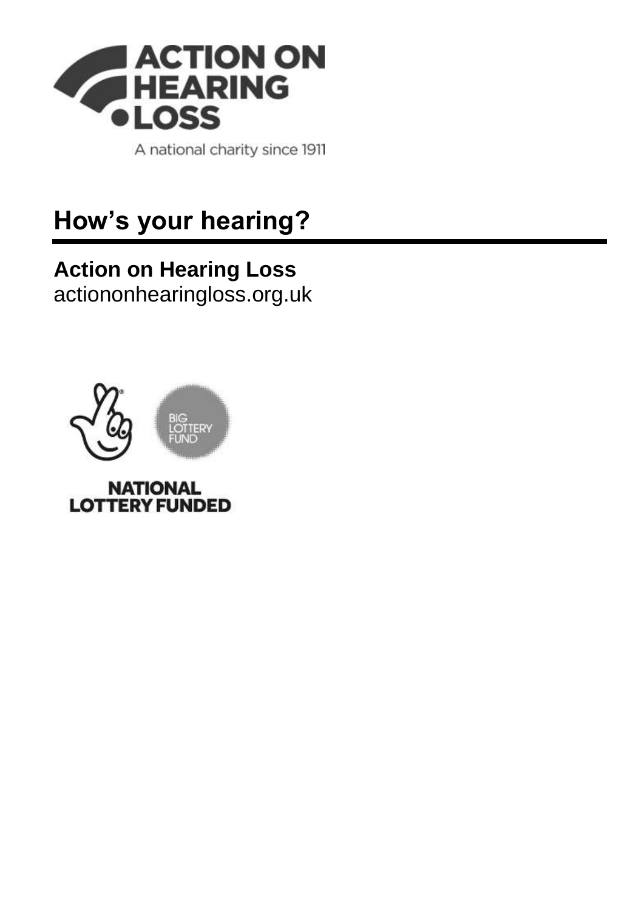ACTION ON HEARING LOSS

A national charity since 1911

# How's your hearing?

**Action on Hearing Loss**
actiononhearingloss.org.uk

BIG LOTTERY FUND

NATIONAL LOTTERY FUNDED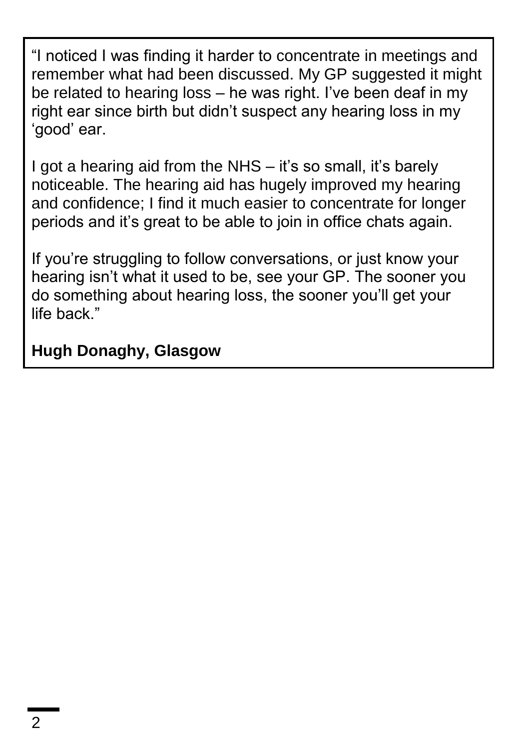"I noticed I was finding it harder to concentrate in meetings and remember what had been discussed. My GP suggested it might be related to hearing loss – he was right. I've been deaf in my right ear since birth but didn't suspect any hearing loss in my 'good' ear.

I got a hearing aid from the NHS – it's so small, it's barely noticeable. The hearing aid has hugely improved my hearing and confidence; I find it much easier to concentrate for longer periods and it's great to be able to join in office chats again.

If you're struggling to follow conversations, or just know your hearing isn't what it used to be, see your GP. The sooner you do something about hearing loss, the sooner you'll get your life back."

**Hugh Donaghy, Glasgow**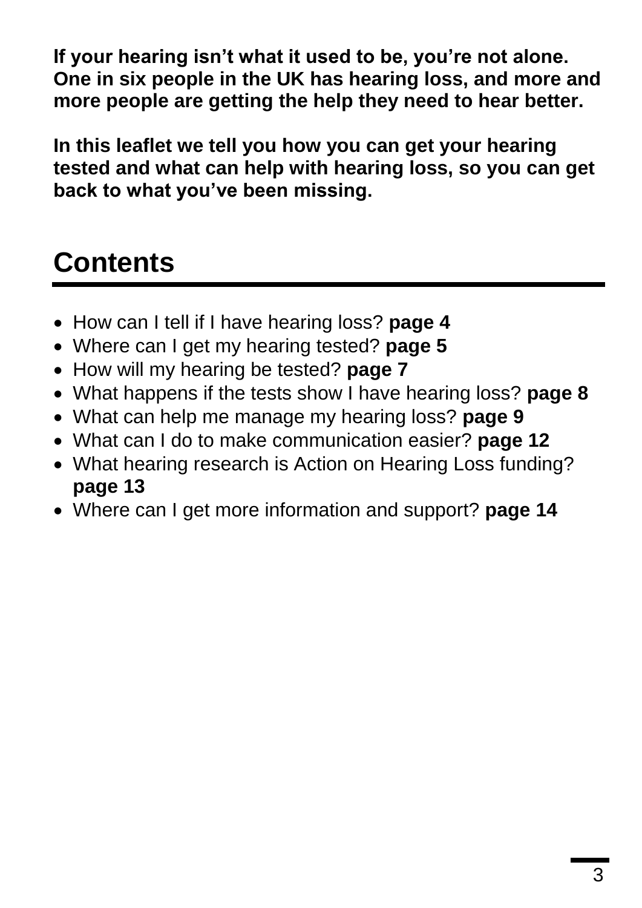**If your hearing isn't what it used to be, you're not alone. One in six people in the UK has hearing loss, and more and more people are getting the help they need to hear better.**

**In this leaflet we tell you how you can get your hearing tested and what can help with hearing loss, so you can get back to what you've been missing.**

## Contents

- How can I tell if I have hearing loss? **page 4**
- Where can I get my hearing tested? **page 5**
- How will my hearing be tested? **page 7**
- What happens if the tests show I have hearing loss? **page 8**
- What can help me manage my hearing loss? **page 9**
- What can I do to make communication easier? **page 12**
- What hearing research is Action on Hearing Loss funding? **page 13**
- Where can I get more information and support? **page 14**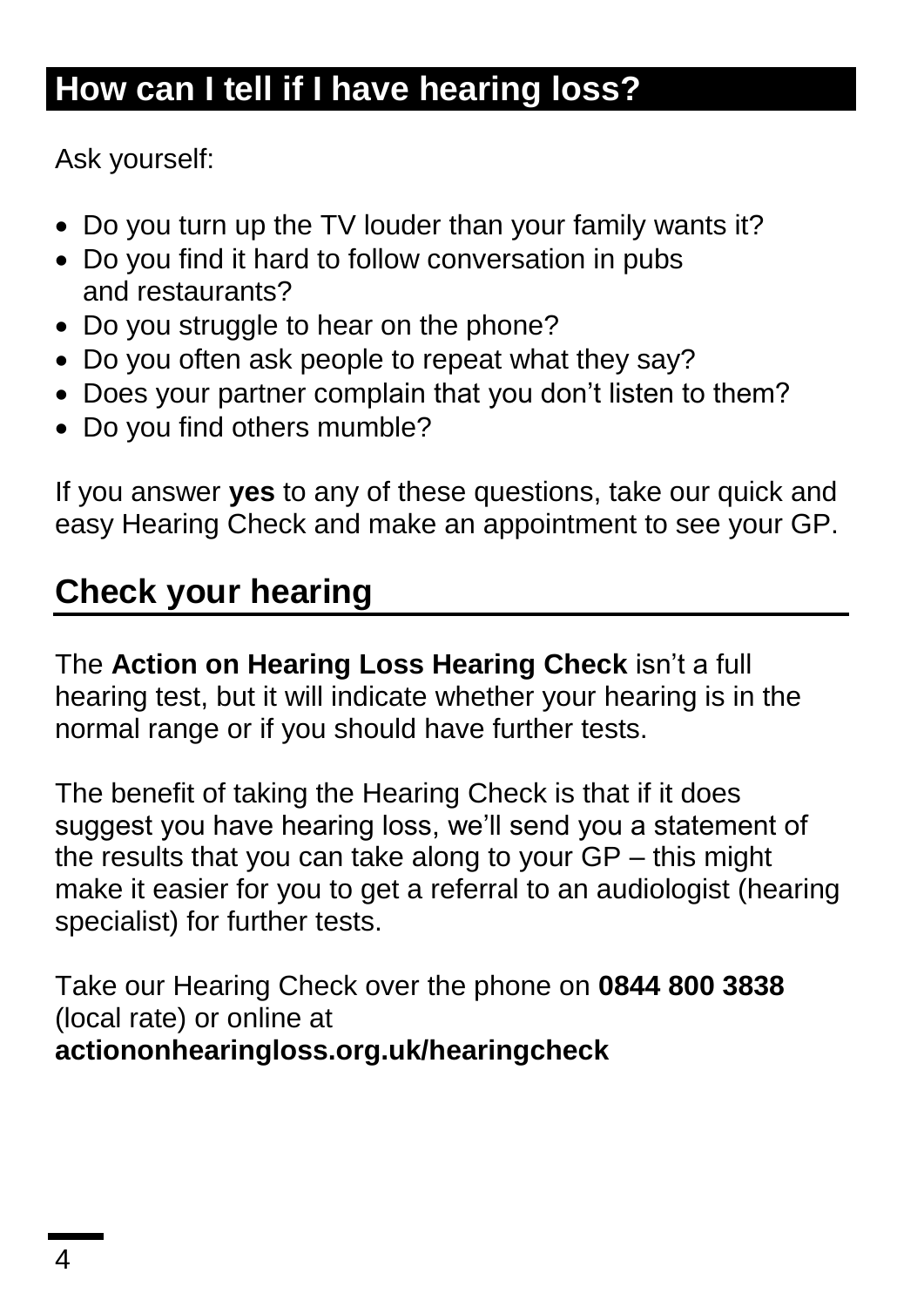## How can I tell if I have hearing loss?

Ask yourself:

- Do you turn up the TV louder than your family wants it?
- Do you find it hard to follow conversation in pubs and restaurants?
- Do you struggle to hear on the phone?
- Do you often ask people to repeat what they say?
- Does your partner complain that you don't listen to them?
- Do you find others mumble?

If you answer **yes** to any of these questions, take our quick and easy Hearing Check and make an appointment to see your GP.

## Check your hearing

The **Action on Hearing Loss Hearing Check** isn't a full hearing test, but it will indicate whether your hearing is in the normal range or if you should have further tests.

The benefit of taking the Hearing Check is that if it does suggest you have hearing loss, we'll send you a statement of the results that you can take along to your GP – this might make it easier for you to get a referral to an audiologist (hearing specialist) for further tests.

Take our Hearing Check over the phone on **0844 800 3838** (local rate) or online at **actiononhearingloss.org.uk/hearingcheck**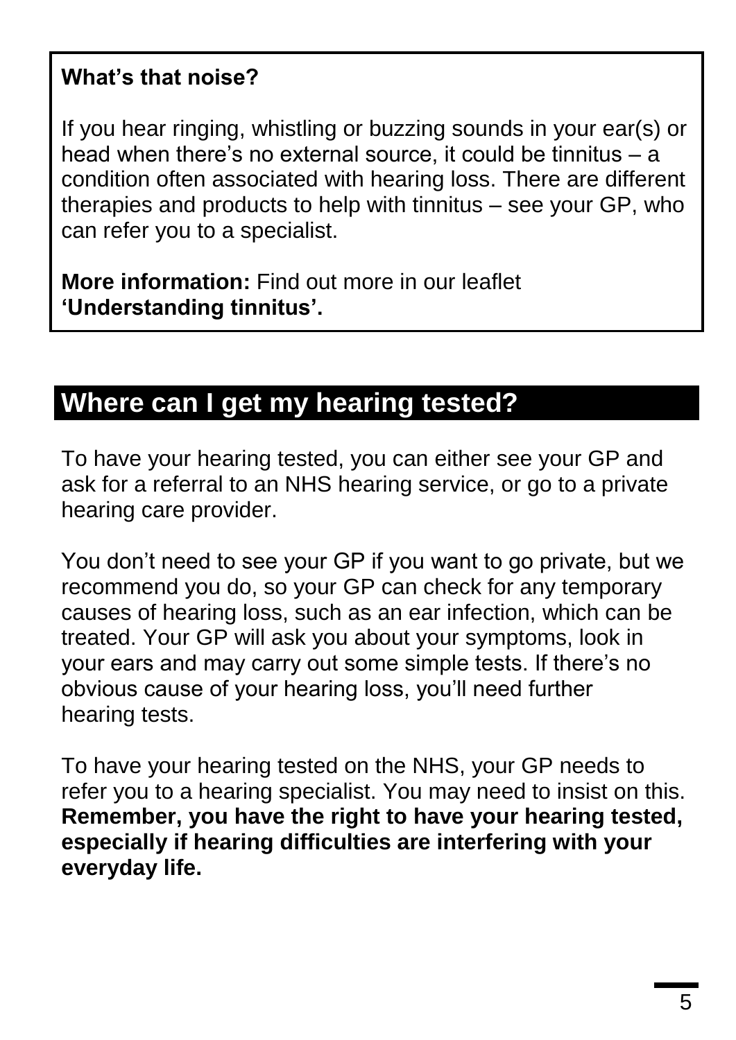**What's that noise?**

If you hear ringing, whistling or buzzing sounds in your ear(s) or head when there's no external source, it could be tinnitus – a condition often associated with hearing loss. There are different therapies and products to help with tinnitus – see your GP, who can refer you to a specialist.

**More information:** Find out more in our leaflet **'Understanding tinnitus'.**

## Where can I get my hearing tested?

To have your hearing tested, you can either see your GP and ask for a referral to an NHS hearing service, or go to a private hearing care provider.

You don't need to see your GP if you want to go private, but we recommend you do, so your GP can check for any temporary causes of hearing loss, such as an ear infection, which can be treated. Your GP will ask you about your symptoms, look in your ears and may carry out some simple tests. If there's no obvious cause of your hearing loss, you'll need further hearing tests.

To have your hearing tested on the NHS, your GP needs to refer you to a hearing specialist. You may need to insist on this. **Remember, you have the right to have your hearing tested, especially if hearing difficulties are interfering with your everyday life.**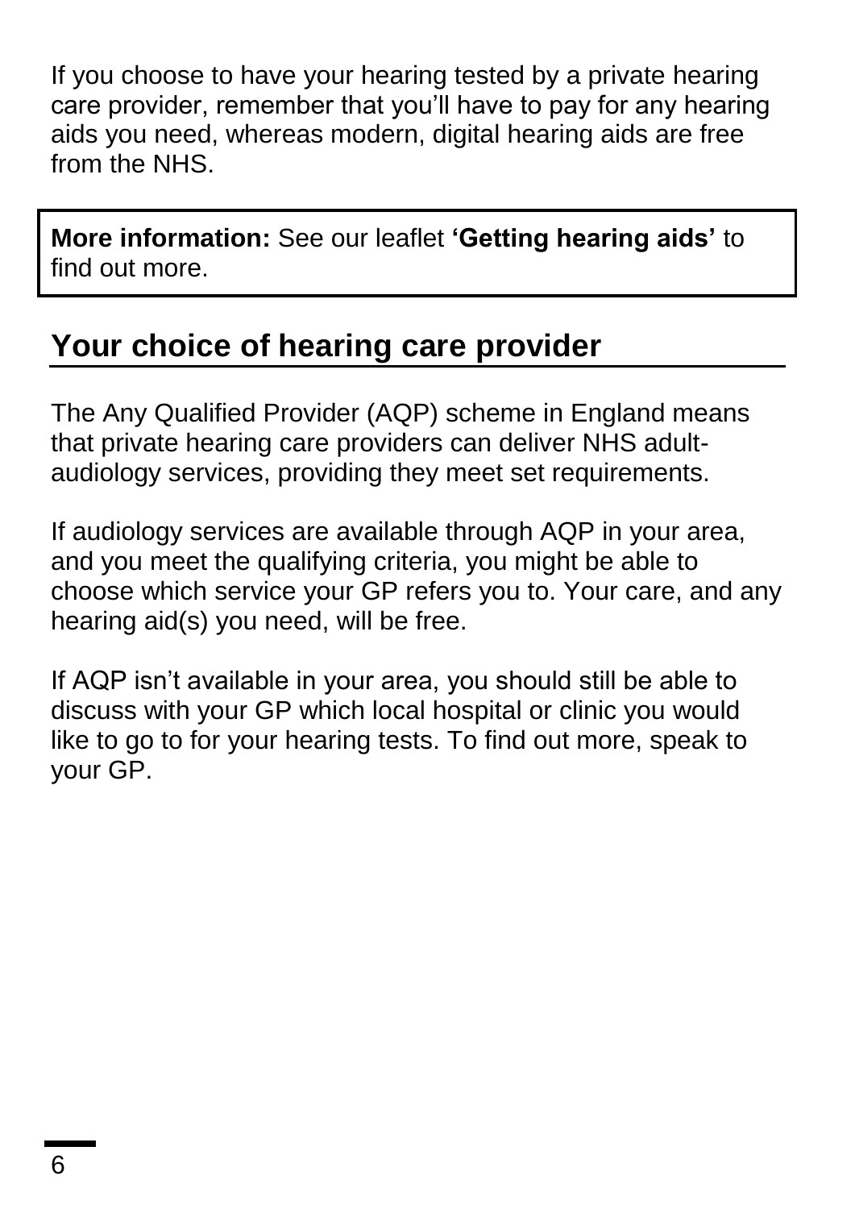If you choose to have your hearing tested by a private hearing care provider, remember that you'll have to pay for any hearing aids you need, whereas modern, digital hearing aids are free from the NHS.

> **More information:** See our leaflet **'Getting hearing aids'** to find out more.

## Your choice of hearing care provider

The Any Qualified Provider (AQP) scheme in England means that private hearing care providers can deliver NHS adult-audiology services, providing they meet set requirements.

If audiology services are available through AQP in your area, and you meet the qualifying criteria, you might be able to choose which service your GP refers you to. Your care, and any hearing aid(s) you need, will be free.

If AQP isn't available in your area, you should still be able to discuss with your GP which local hospital or clinic you would like to go to for your hearing tests. To find out more, speak to your GP.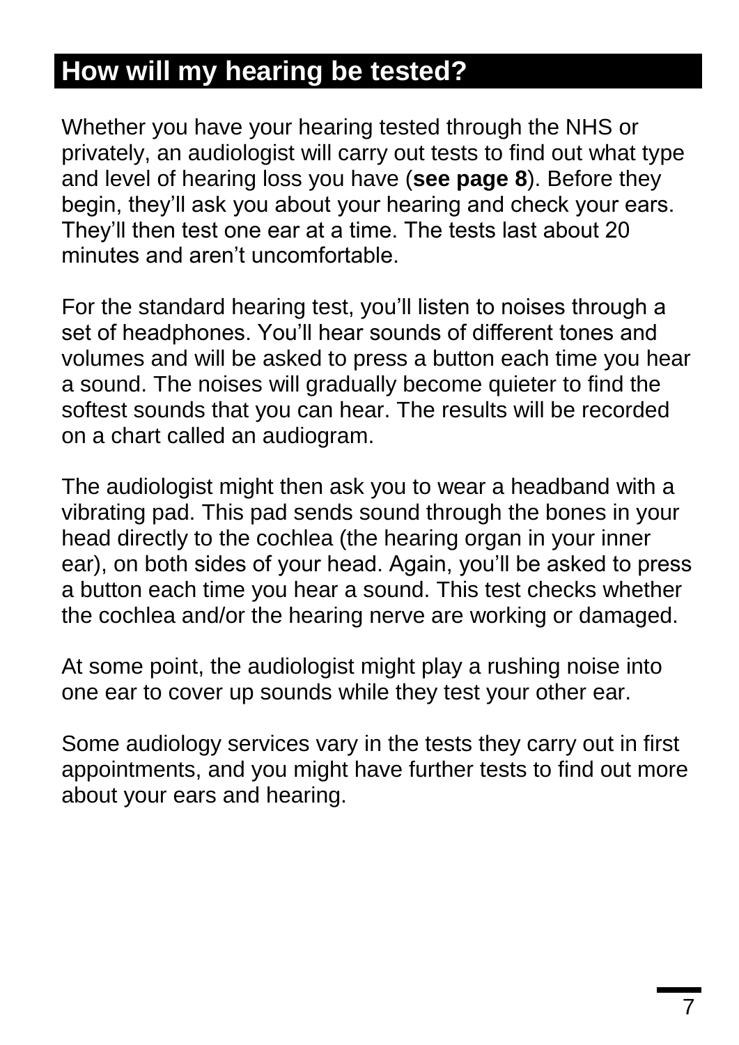## How will my hearing be tested?

Whether you have your hearing tested through the NHS or privately, an audiologist will carry out tests to find out what type and level of hearing loss you have (**see page 8**). Before they begin, they'll ask you about your hearing and check your ears. They'll then test one ear at a time. The tests last about 20 minutes and aren't uncomfortable.

For the standard hearing test, you'll listen to noises through a set of headphones. You'll hear sounds of different tones and volumes and will be asked to press a button each time you hear a sound. The noises will gradually become quieter to find the softest sounds that you can hear. The results will be recorded on a chart called an audiogram.

The audiologist might then ask you to wear a headband with a vibrating pad. This pad sends sound through the bones in your head directly to the cochlea (the hearing organ in your inner ear), on both sides of your head. Again, you'll be asked to press a button each time you hear a sound. This test checks whether the cochlea and/or the hearing nerve are working or damaged.

At some point, the audiologist might play a rushing noise into one ear to cover up sounds while they test your other ear.

Some audiology services vary in the tests they carry out in first appointments, and you might have further tests to find out more about your ears and hearing.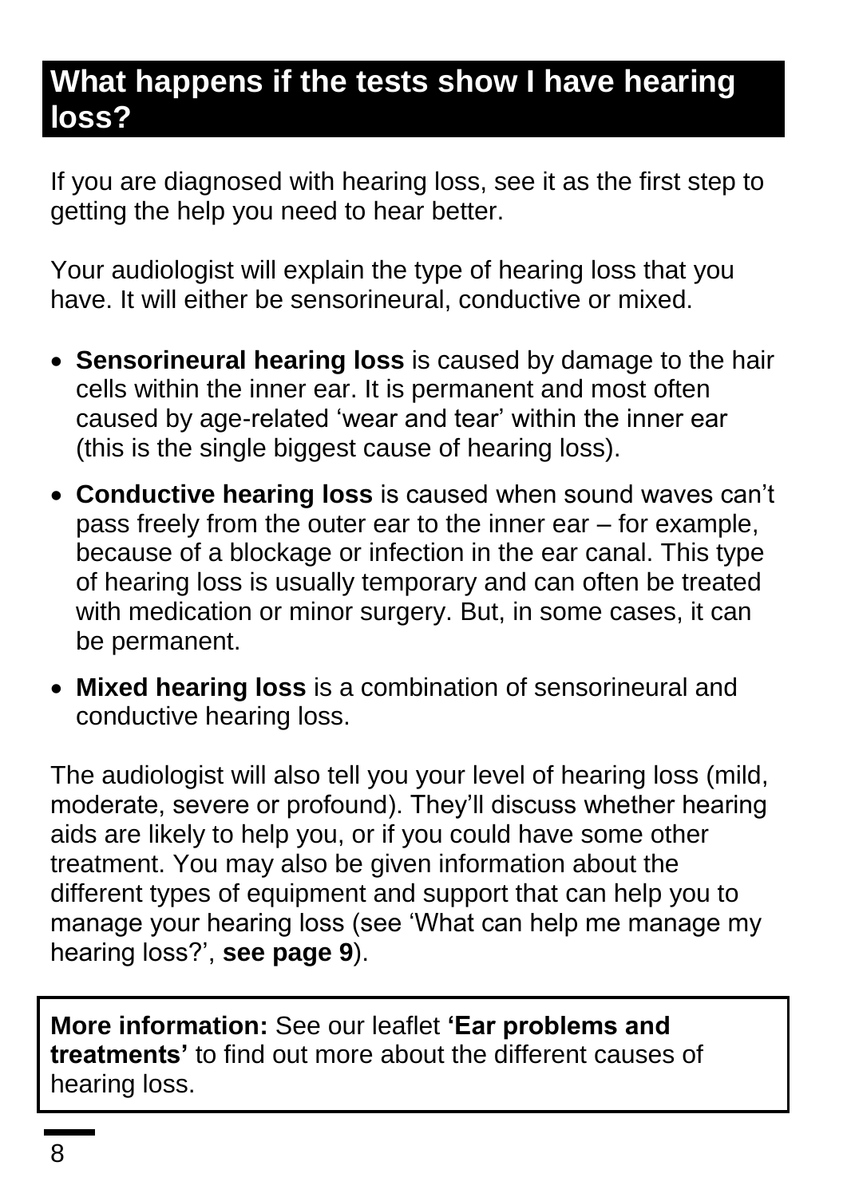## What happens if the tests show I have hearing loss?

If you are diagnosed with hearing loss, see it as the first step to getting the help you need to hear better.

Your audiologist will explain the type of hearing loss that you have. It will either be sensorineural, conductive or mixed.

- **Sensorineural hearing loss** is caused by damage to the hair cells within the inner ear. It is permanent and most often caused by age-related 'wear and tear' within the inner ear (this is the single biggest cause of hearing loss).
- **Conductive hearing loss** is caused when sound waves can't pass freely from the outer ear to the inner ear – for example, because of a blockage or infection in the ear canal. This type of hearing loss is usually temporary and can often be treated with medication or minor surgery. But, in some cases, it can be permanent.
- **Mixed hearing loss** is a combination of sensorineural and conductive hearing loss.

The audiologist will also tell you your level of hearing loss (mild, moderate, severe or profound). They'll discuss whether hearing aids are likely to help you, or if you could have some other treatment. You may also be given information about the different types of equipment and support that can help you to manage your hearing loss (see 'What can help me manage my hearing loss?', **see page 9**).

**More information:** See our leaflet **'Ear problems and treatments'** to find out more about the different causes of hearing loss.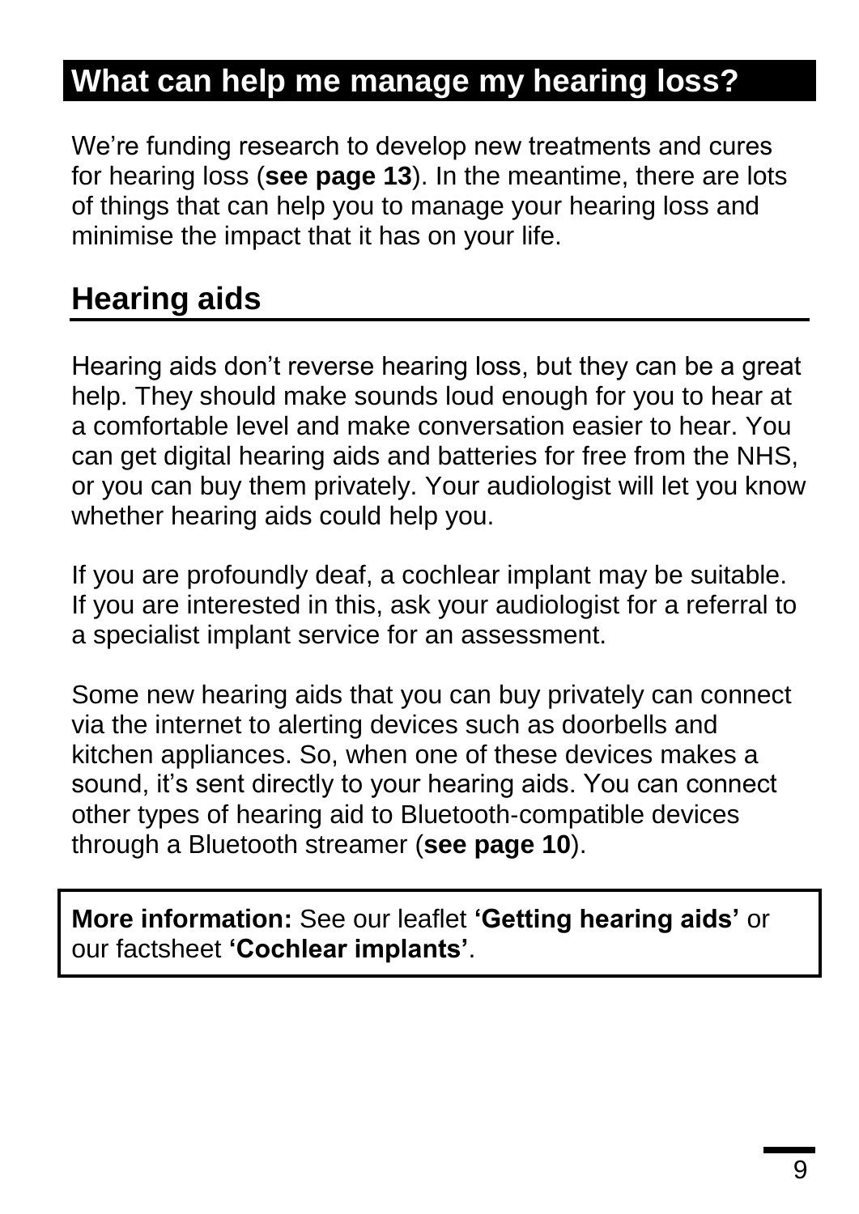# What can help me manage my hearing loss?

We're funding research to develop new treatments and cures for hearing loss (**see page 13**). In the meantime, there are lots of things that can help you to manage your hearing loss and minimise the impact that it has on your life.

## Hearing aids

Hearing aids don't reverse hearing loss, but they can be a great help. They should make sounds loud enough for you to hear at a comfortable level and make conversation easier to hear. You can get digital hearing aids and batteries for free from the NHS, or you can buy them privately. Your audiologist will let you know whether hearing aids could help you.

If you are profoundly deaf, a cochlear implant may be suitable. If you are interested in this, ask your audiologist for a referral to a specialist implant service for an assessment.

Some new hearing aids that you can buy privately can connect via the internet to alerting devices such as doorbells and kitchen appliances. So, when one of these devices makes a sound, it's sent directly to your hearing aids. You can connect other types of hearing aid to Bluetooth-compatible devices through a Bluetooth streamer (**see page 10**).

**More information:** See our leaflet **'Getting hearing aids'** or our factsheet **'Cochlear implants'**.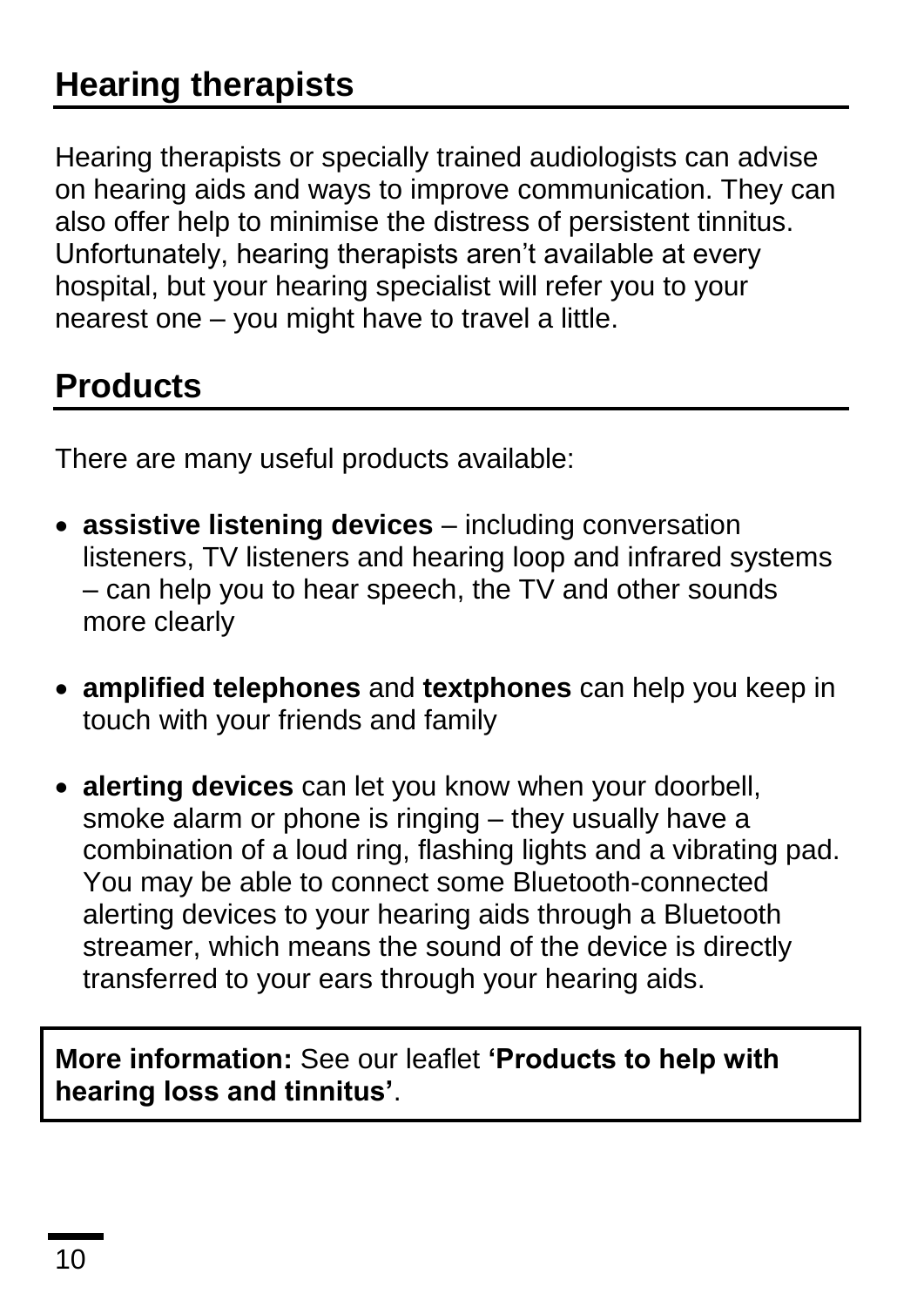## Hearing therapists

Hearing therapists or specially trained audiologists can advise on hearing aids and ways to improve communication. They can also offer help to minimise the distress of persistent tinnitus. Unfortunately, hearing therapists aren't available at every hospital, but your hearing specialist will refer you to your nearest one – you might have to travel a little.

## Products

There are many useful products available:

- **assistive listening devices** – including conversation listeners, TV listeners and hearing loop and infrared systems – can help you to hear speech, the TV and other sounds more clearly
- **amplified telephones** and **textphones** can help you keep in touch with your friends and family
- **alerting devices** can let you know when your doorbell, smoke alarm or phone is ringing – they usually have a combination of a loud ring, flashing lights and a vibrating pad. You may be able to connect some Bluetooth-connected alerting devices to your hearing aids through a Bluetooth streamer, which means the sound of the device is directly transferred to your ears through your hearing aids.

**More information:** See our leaflet **'Products to help with hearing loss and tinnitus'**.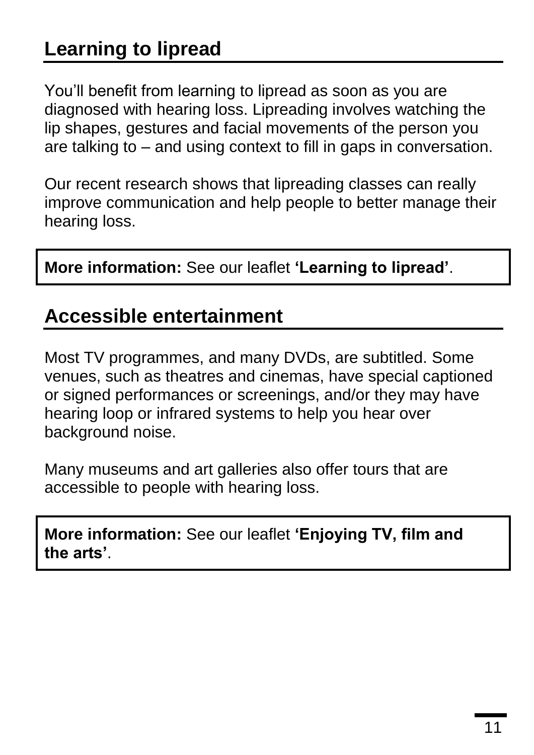## Learning to lipread

You'll benefit from learning to lipread as soon as you are diagnosed with hearing loss. Lipreading involves watching the lip shapes, gestures and facial movements of the person you are talking to – and using context to fill in gaps in conversation.

Our recent research shows that lipreading classes can really improve communication and help people to better manage their hearing loss.

**More information:** See our leaflet **'Learning to lipread'**.

## Accessible entertainment

Most TV programmes, and many DVDs, are subtitled. Some venues, such as theatres and cinemas, have special captioned or signed performances or screenings, and/or they may have hearing loop or infrared systems to help you hear over background noise.

Many museums and art galleries also offer tours that are accessible to people with hearing loss.

**More information:** See our leaflet **'Enjoying TV, film and the arts'**.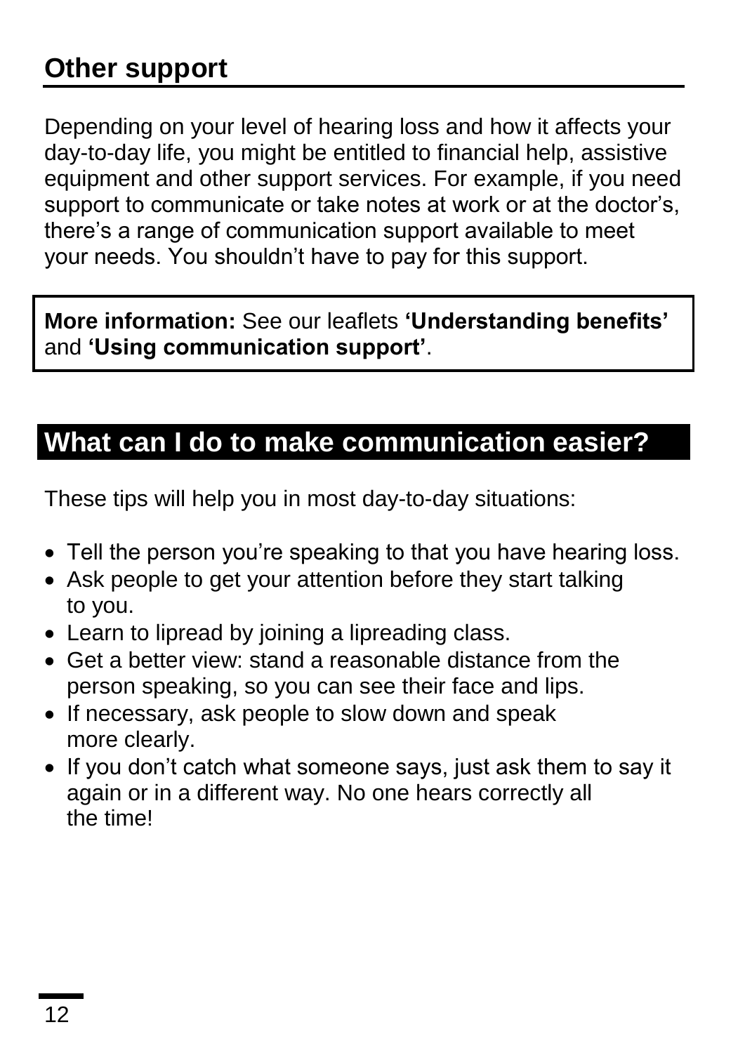## Other support

Depending on your level of hearing loss and how it affects your day-to-day life, you might be entitled to financial help, assistive equipment and other support services. For example, if you need support to communicate or take notes at work or at the doctor's, there's a range of communication support available to meet your needs. You shouldn't have to pay for this support.

> **More information:** See our leaflets **'Understanding benefits'** and **'Using communication support'**.

## What can I do to make communication easier?

These tips will help you in most day-to-day situations:

- Tell the person you're speaking to that you have hearing loss.
- Ask people to get your attention before they start talking to you.
- Learn to lipread by joining a lipreading class.
- Get a better view: stand a reasonable distance from the person speaking, so you can see their face and lips.
- If necessary, ask people to slow down and speak more clearly.
- If you don't catch what someone says, just ask them to say it again or in a different way. No one hears correctly all the time!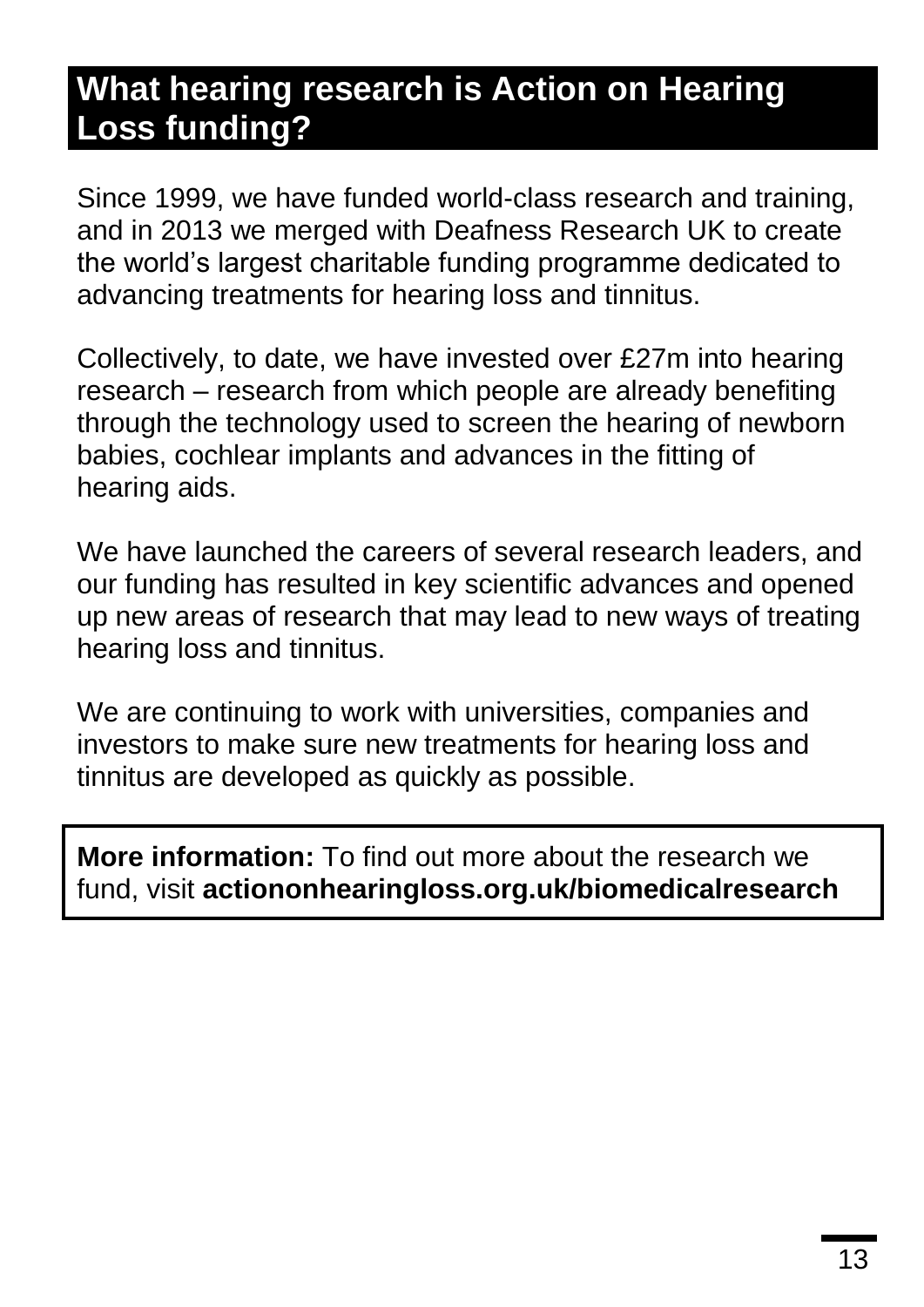## What hearing research is Action on Hearing Loss funding?

Since 1999, we have funded world-class research and training, and in 2013 we merged with Deafness Research UK to create the world's largest charitable funding programme dedicated to advancing treatments for hearing loss and tinnitus.

Collectively, to date, we have invested over £27m into hearing research – research from which people are already benefiting through the technology used to screen the hearing of newborn babies, cochlear implants and advances in the fitting of hearing aids.

We have launched the careers of several research leaders, and our funding has resulted in key scientific advances and opened up new areas of research that may lead to new ways of treating hearing loss and tinnitus.

We are continuing to work with universities, companies and investors to make sure new treatments for hearing loss and tinnitus are developed as quickly as possible.

**More information:** To find out more about the research we fund, visit **actiononhearingloss.org.uk/biomedicalresearch**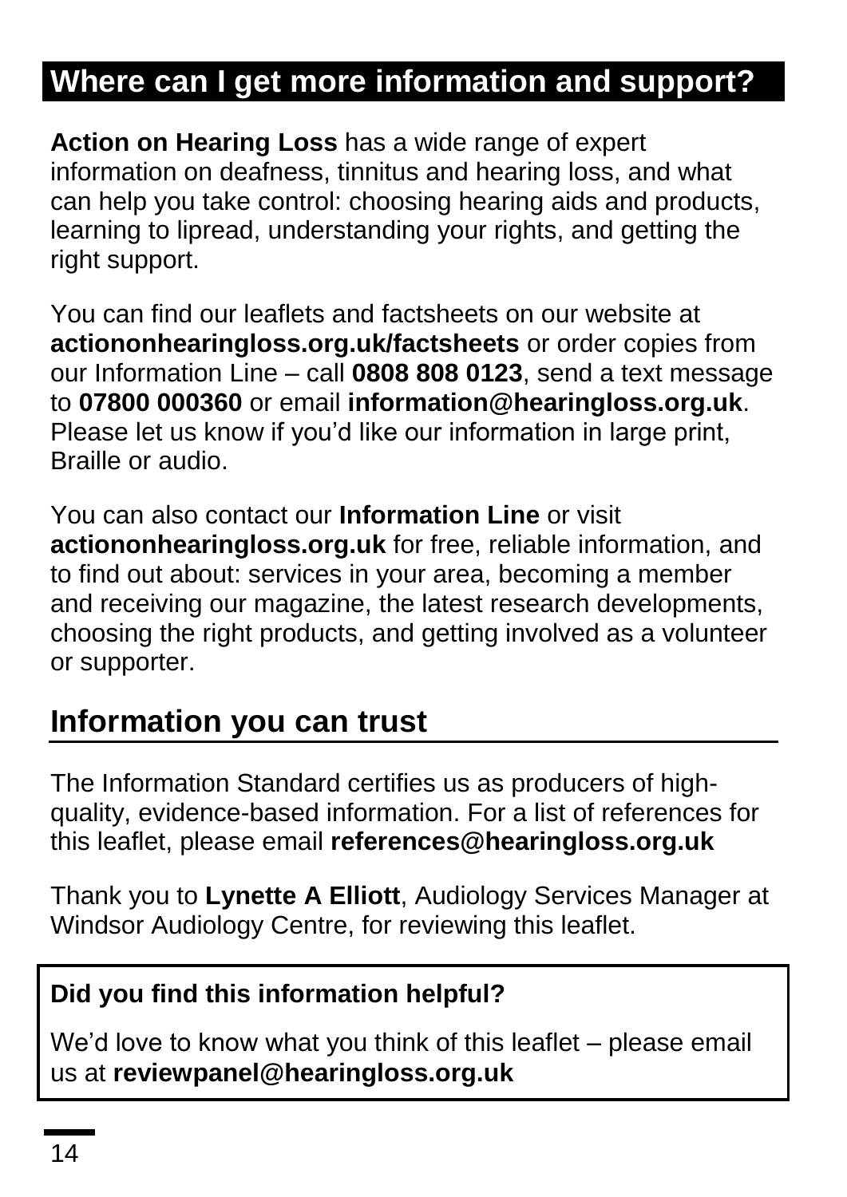## Where can I get more information and support?

**Action on Hearing Loss** has a wide range of expert information on deafness, tinnitus and hearing loss, and what can help you take control: choosing hearing aids and products, learning to lipread, understanding your rights, and getting the right support.

You can find our leaflets and factsheets on our website at **actiononhearingloss.org.uk/factsheets** or order copies from our Information Line – call **0808 808 0123**, send a text message to **07800 000360** or email **information@hearingloss.org.uk**. Please let us know if you'd like our information in large print, Braille or audio.

You can also contact our **Information Line** or visit **actiononhearingloss.org.uk** for free, reliable information, and to find out about: services in your area, becoming a member and receiving our magazine, the latest research developments, choosing the right products, and getting involved as a volunteer or supporter.

## Information you can trust

The Information Standard certifies us as producers of high-quality, evidence-based information. For a list of references for this leaflet, please email **references@hearingloss.org.uk**

Thank you to **Lynette A Elliott**, Audiology Services Manager at Windsor Audiology Centre, for reviewing this leaflet.

**Did you find this information helpful?**

We'd love to know what you think of this leaflet – please email us at **reviewpanel@hearingloss.org.uk**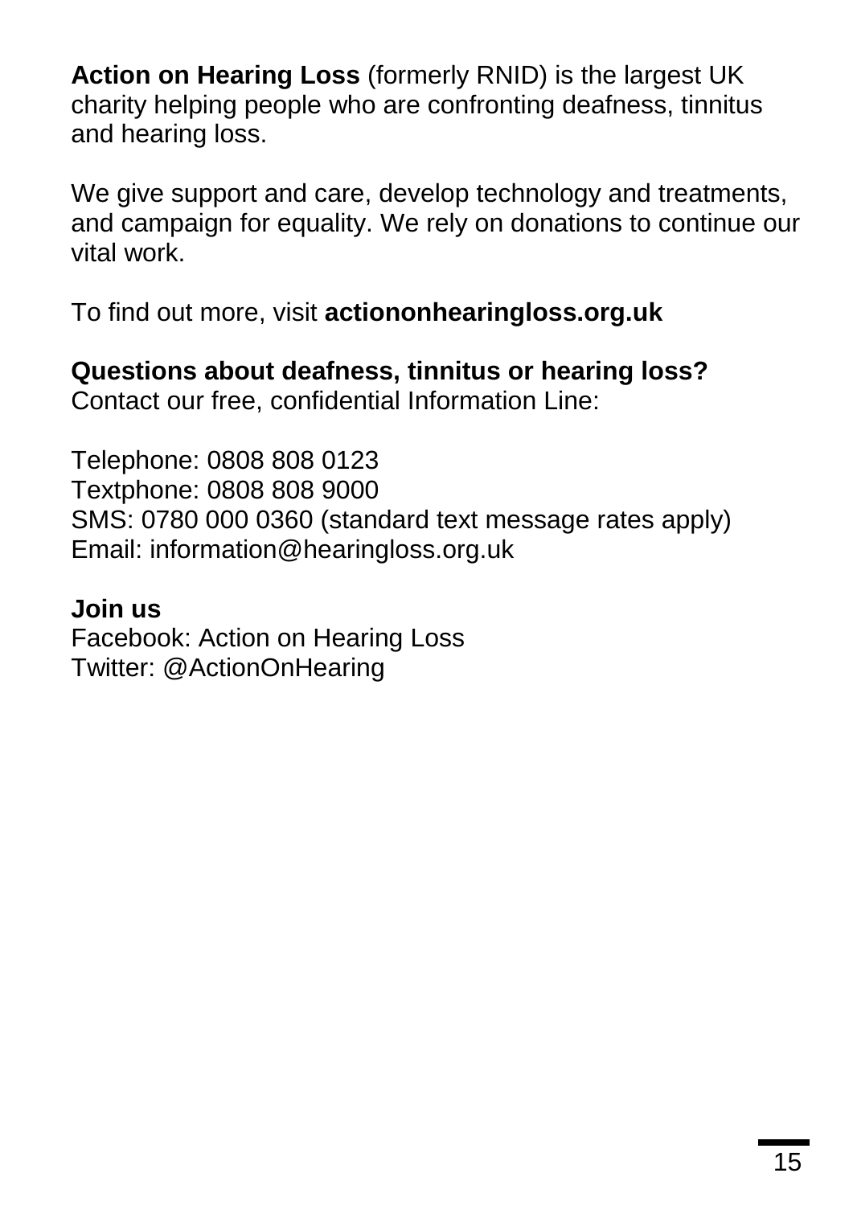**Action on Hearing Loss** (formerly RNID) is the largest UK charity helping people who are confronting deafness, tinnitus and hearing loss.

We give support and care, develop technology and treatments, and campaign for equality. We rely on donations to continue our vital work.

To find out more, visit **actiononhearingloss.org.uk**

**Questions about deafness, tinnitus or hearing loss?**
Contact our free, confidential Information Line:

Telephone: 0808 808 0123
Textphone: 0808 808 9000
SMS: 0780 000 0360 (standard text message rates apply)
Email: information@hearingloss.org.uk

**Join us**
Facebook: Action on Hearing Loss
Twitter: @ActionOnHearing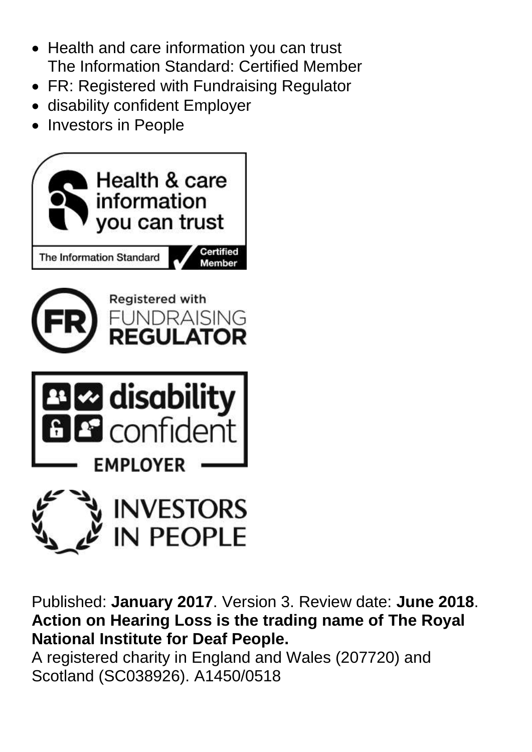- Health and care information you can trust
  The Information Standard: Certified Member
- FR: Registered with Fundraising Regulator
- disability confident Employer
- Investors in People

Health & care information you can trust

The Information Standard Certified Member

Registered with FUNDRAISING REGULATOR

disability confident EMPLOYER

INVESTORS IN PEOPLE

Published: **January 2017**. Version 3. Review date: **June 2018**.
**Action on Hearing Loss is the trading name of The Royal National Institute for Deaf People.**
A registered charity in England and Wales (207720) and Scotland (SC038926). A1450/0518